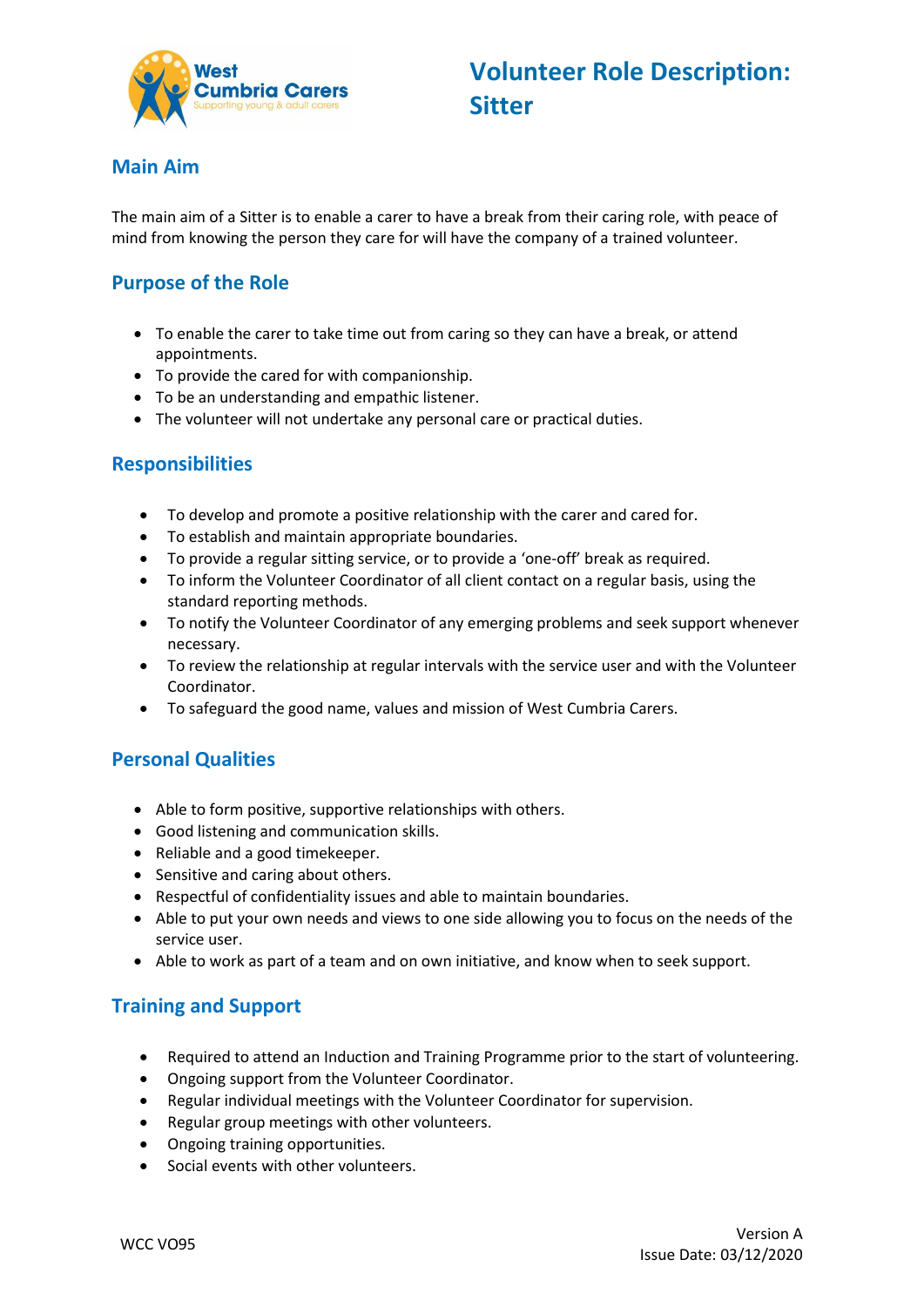West Cumbria Carers
Supporting young & adult carers

# Volunteer Role Description: Sitter

## Main Aim

The main aim of a Sitter is to enable a carer to have a break from their caring role, with peace of mind from knowing the person they care for will have the company of a trained volunteer.

## Purpose of the Role

- To enable the carer to take time out from caring so they can have a break, or attend appointments.
- To provide the cared for with companionship.
- To be an understanding and empathic listener.
- The volunteer will not undertake any personal care or practical duties.

## Responsibilities

- To develop and promote a positive relationship with the carer and cared for.
- To establish and maintain appropriate boundaries.
- To provide a regular sitting service, or to provide a 'one-off' break as required.
- To inform the Volunteer Coordinator of all client contact on a regular basis, using the standard reporting methods.
- To notify the Volunteer Coordinator of any emerging problems and seek support whenever necessary.
- To review the relationship at regular intervals with the service user and with the Volunteer Coordinator.
- To safeguard the good name, values and mission of West Cumbria Carers.

## Personal Qualities

- Able to form positive, supportive relationships with others.
- Good listening and communication skills.
- Reliable and a good timekeeper.
- Sensitive and caring about others.
- Respectful of confidentiality issues and able to maintain boundaries.
- Able to put your own needs and views to one side allowing you to focus on the needs of the service user.
- Able to work as part of a team and on own initiative, and know when to seek support.

## Training and Support

- Required to attend an Induction and Training Programme prior to the start of volunteering.
- Ongoing support from the Volunteer Coordinator.
- Regular individual meetings with the Volunteer Coordinator for supervision.
- Regular group meetings with other volunteers.
- Ongoing training opportunities.
- Social events with other volunteers.

WCC VO95

Version A
Issue Date: 03/12/2020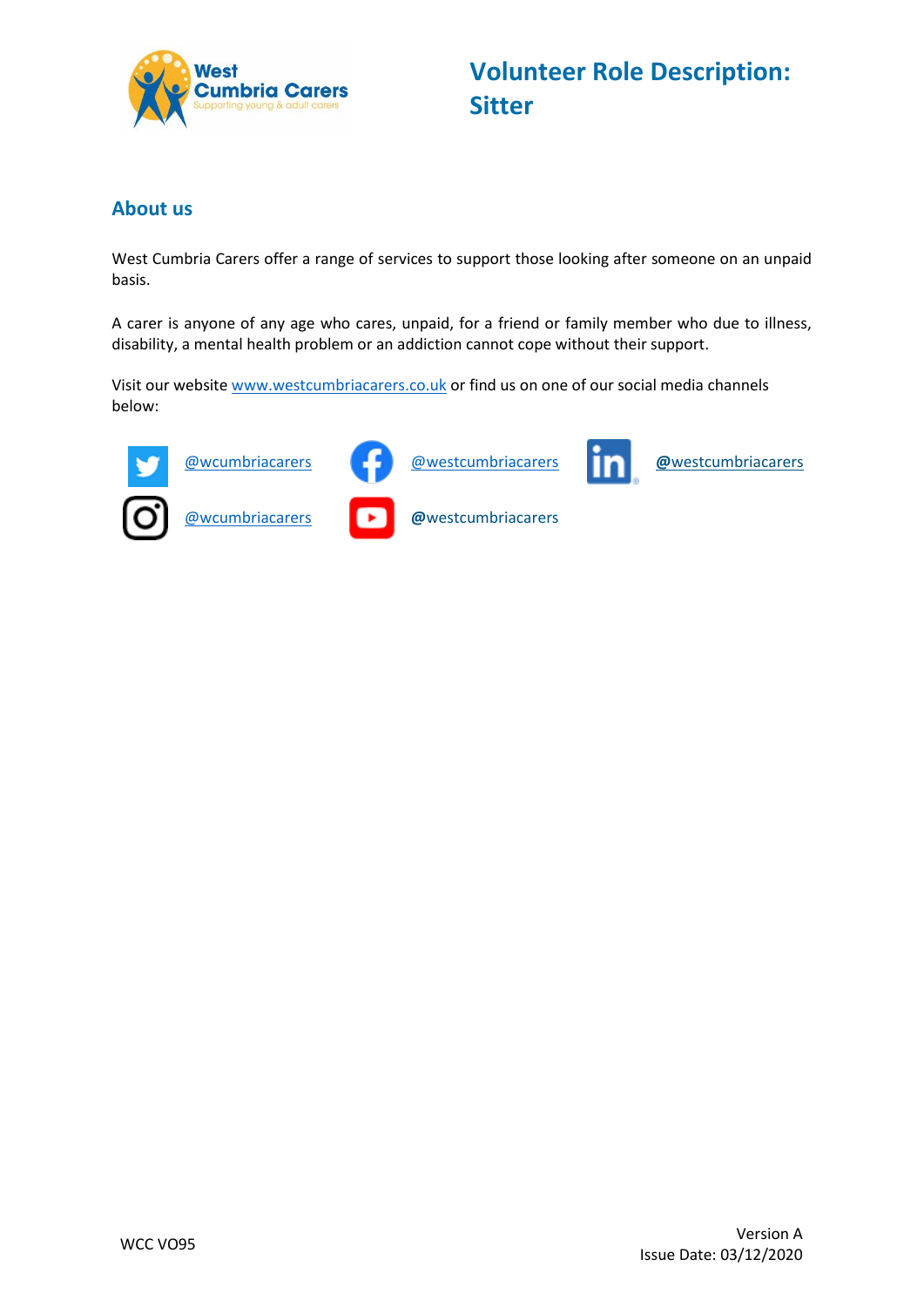# Volunteer Role Description: Sitter

## About us

West Cumbria Carers offer a range of services to support those looking after someone on an unpaid basis.

A carer is anyone of any age who cares, unpaid, for a friend or family member who due to illness, disability, a mental health problem or an addiction cannot cope without their support.

Visit our website www.westcumbriacarers.co.uk or find us on one of our social media channels below:

@wcumbriacarers

@westcumbriacarers

@westcumbriacarers

@wcumbriacarers

@westcumbriacarers

WCC VO95

Version A
Issue Date: 03/12/2020